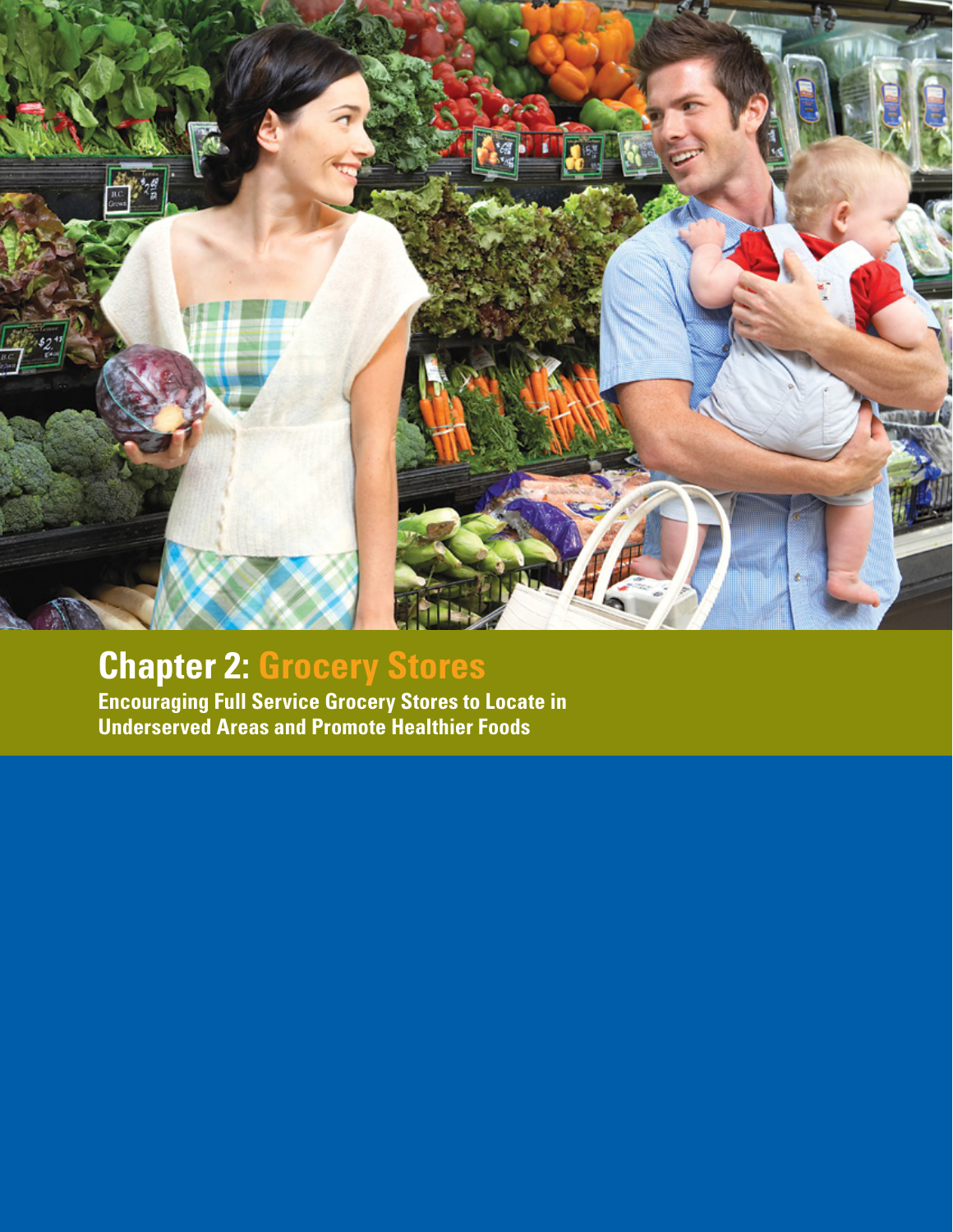# Chapter 2: Grocery Stores

**Encouraging Full Service Grocery Stores to Locate in Underserved Areas and Promote Healthier Foods**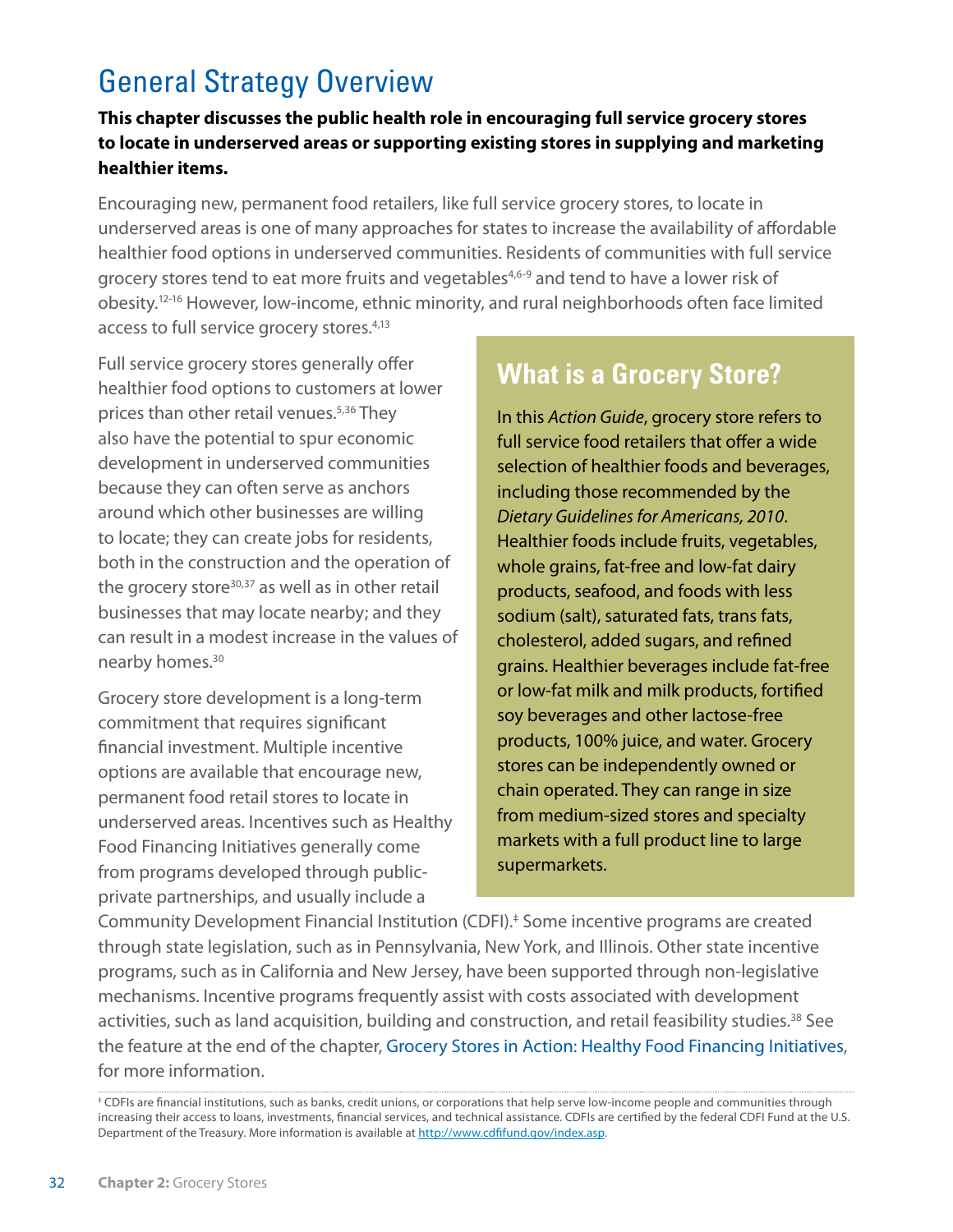# General Strategy Overview

**This chapter discusses the public health role in encouraging full service grocery stores to locate in underserved areas or supporting existing stores in supplying and marketing healthier items.**

Encouraging new, permanent food retailers, like full service grocery stores, to locate in underserved areas is one of many approaches for states to increase the availability of affordable healthier food options in underserved communities. Residents of communities with full service grocery stores tend to eat more fruits and vegetables[4,6-9] and tend to have a lower risk of obesity.[12-16] However, low-income, ethnic minority, and rural neighborhoods often face limited access to full service grocery stores.[4,13]

Full service grocery stores generally offer healthier food options to customers at lower prices than other retail venues.[5,36] They also have the potential to spur economic development in underserved communities because they can often serve as anchors around which other businesses are willing to locate; they can create jobs for residents, both in the construction and the operation of the grocery store[30,37] as well as in other retail businesses that may locate nearby; and they can result in a modest increase in the values of nearby homes.[30]

Grocery store development is a long-term commitment that requires significant financial investment. Multiple incentive options are available that encourage new, permanent food retail stores to locate in underserved areas. Incentives such as Healthy Food Financing Initiatives generally come from programs developed through public-private partnerships, and usually include a Community Development Financial Institution (CDFI).‡ Some incentive programs are created through state legislation, such as in Pennsylvania, New York, and Illinois. Other state incentive programs, such as in California and New Jersey, have been supported through non-legislative mechanisms. Incentive programs frequently assist with costs associated with development activities, such as land acquisition, building and construction, and retail feasibility studies.[38] See the feature at the end of the chapter, Grocery Stores in Action: Healthy Food Financing Initiatives, for more information.

## What is a Grocery Store?

In this *Action Guide*, grocery store refers to full service food retailers that offer a wide selection of healthier foods and beverages, including those recommended by the *Dietary Guidelines for Americans, 2010*. Healthier foods include fruits, vegetables, whole grains, fat-free and low-fat dairy products, seafood, and foods with less sodium (salt), saturated fats, trans fats, cholesterol, added sugars, and refined grains. Healthier beverages include fat-free or low-fat milk and milk products, fortified soy beverages and other lactose-free products, 100% juice, and water. Grocery stores can be independently owned or chain operated. They can range in size from medium-sized stores and specialty markets with a full product line to large supermarkets.

---

‡ CDFIs are financial institutions, such as banks, credit unions, or corporations that help serve low-income people and communities through increasing their access to loans, investments, financial services, and technical assistance. CDFIs are certified by the federal CDFI Fund at the U.S. Department of the Treasury. More information is available at http://www.cdfifund.gov/index.asp.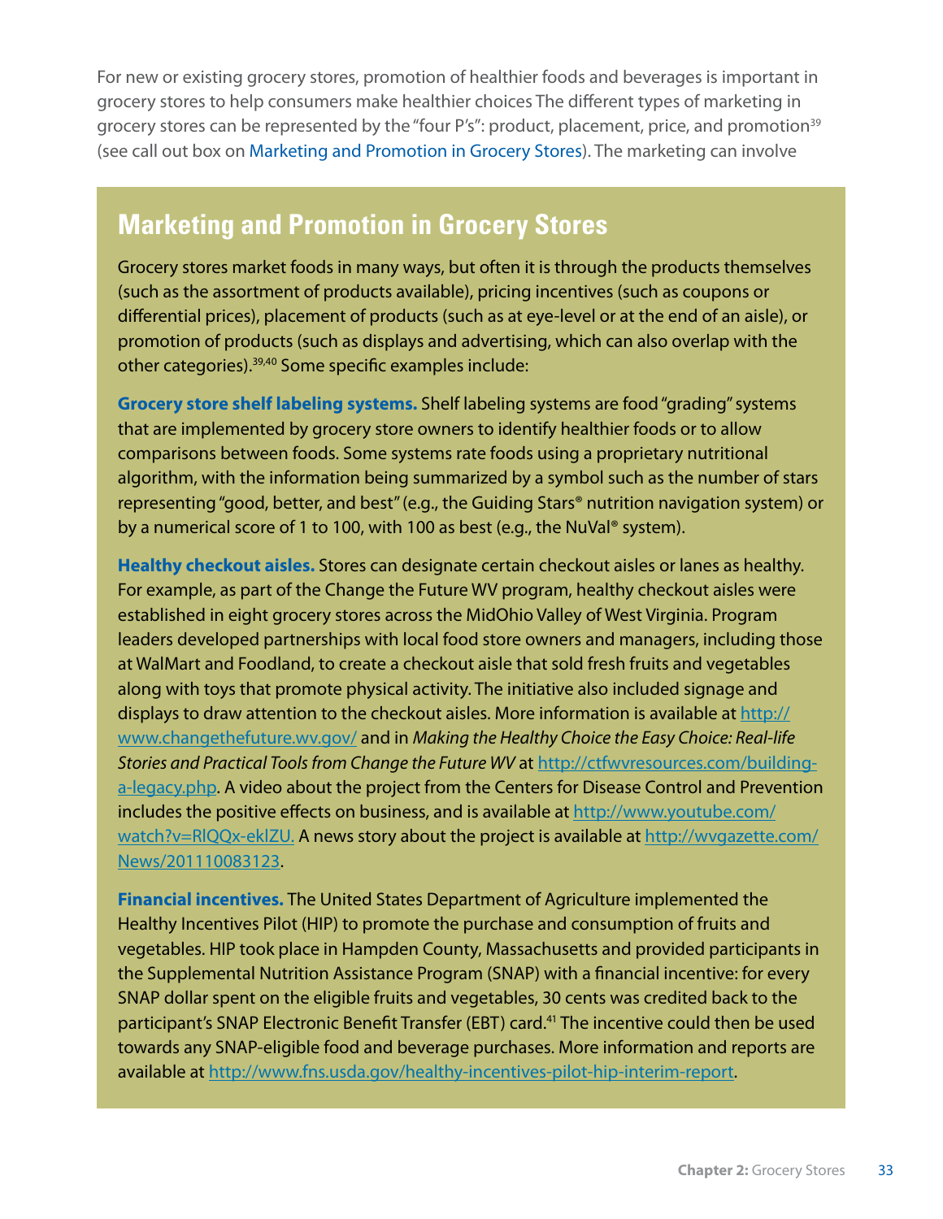For new or existing grocery stores, promotion of healthier foods and beverages is important in grocery stores to help consumers make healthier choices The different types of marketing in grocery stores can be represented by the "four P's": product, placement, price, and promotion[39] (see call out box on Marketing and Promotion in Grocery Stores). The marketing can involve

## Marketing and Promotion in Grocery Stores

Grocery stores market foods in many ways, but often it is through the products themselves (such as the assortment of products available), pricing incentives (such as coupons or differential prices), placement of products (such as at eye-level or at the end of an aisle), or promotion of products (such as displays and advertising, which can also overlap with the other categories).[39,40] Some specific examples include:

**Grocery store shelf labeling systems.** Shelf labeling systems are food "grading" systems that are implemented by grocery store owners to identify healthier foods or to allow comparisons between foods. Some systems rate foods using a proprietary nutritional algorithm, with the information being summarized by a symbol such as the number of stars representing "good, better, and best" (e.g., the Guiding Stars® nutrition navigation system) or by a numerical score of 1 to 100, with 100 as best (e.g., the NuVal® system).

**Healthy checkout aisles.** Stores can designate certain checkout aisles or lanes as healthy. For example, as part of the Change the Future WV program, healthy checkout aisles were established in eight grocery stores across the MidOhio Valley of West Virginia. Program leaders developed partnerships with local food store owners and managers, including those at WalMart and Foodland, to create a checkout aisle that sold fresh fruits and vegetables along with toys that promote physical activity. The initiative also included signage and displays to draw attention to the checkout aisles. More information is available at http://www.changethefuture.wv.gov/ and in *Making the Healthy Choice the Easy Choice: Real-life Stories and Practical Tools from Change the Future WV* at http://ctfwvresources.com/building-a-legacy.php. A video about the project from the Centers for Disease Control and Prevention includes the positive effects on business, and is available at http://www.youtube.com/watch?v=RlQQx-eklZU. A news story about the project is available at http://wvgazette.com/News/201110083123.

**Financial incentives.** The United States Department of Agriculture implemented the Healthy Incentives Pilot (HIP) to promote the purchase and consumption of fruits and vegetables. HIP took place in Hampden County, Massachusetts and provided participants in the Supplemental Nutrition Assistance Program (SNAP) with a financial incentive: for every SNAP dollar spent on the eligible fruits and vegetables, 30 cents was credited back to the participant's SNAP Electronic Benefit Transfer (EBT) card.[41] The incentive could then be used towards any SNAP-eligible food and beverage purchases. More information and reports are available at http://www.fns.usda.gov/healthy-incentives-pilot-hip-interim-report.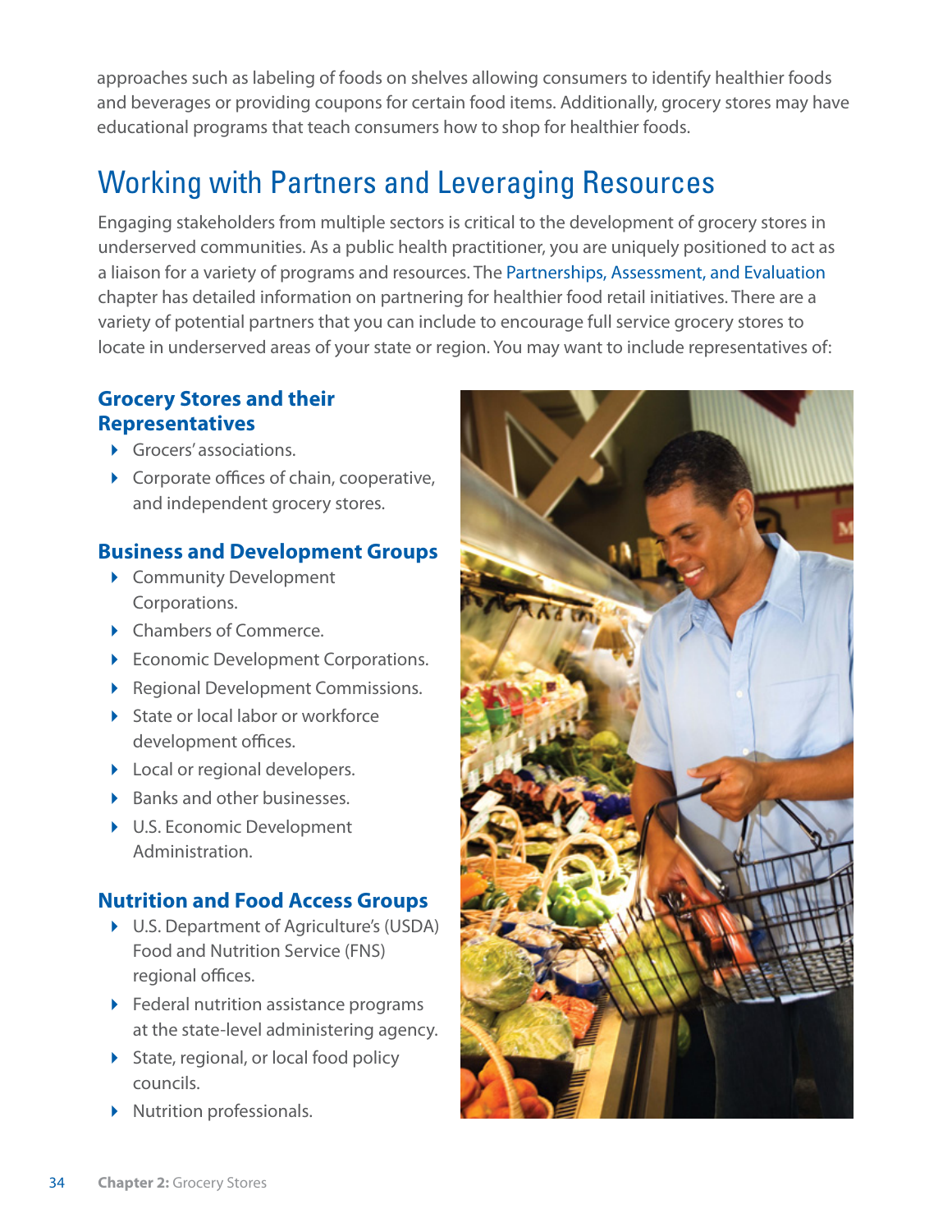approaches such as labeling of foods on shelves allowing consumers to identify healthier foods and beverages or providing coupons for certain food items. Additionally, grocery stores may have educational programs that teach consumers how to shop for healthier foods.

## Working with Partners and Leveraging Resources

Engaging stakeholders from multiple sectors is critical to the development of grocery stores in underserved communities. As a public health practitioner, you are uniquely positioned to act as a liaison for a variety of programs and resources. The Partnerships, Assessment, and Evaluation chapter has detailed information on partnering for healthier food retail initiatives. There are a variety of potential partners that you can include to encourage full service grocery stores to locate in underserved areas of your state or region. You may want to include representatives of:

### Grocery Stores and their Representatives

- Grocers' associations.
- Corporate offices of chain, cooperative, and independent grocery stores.

### Business and Development Groups

- Community Development Corporations.
- Chambers of Commerce.
- Economic Development Corporations.
- Regional Development Commissions.
- State or local labor or workforce development offices.
- Local or regional developers.
- Banks and other businesses.
- U.S. Economic Development Administration.

### Nutrition and Food Access Groups

- U.S. Department of Agriculture's (USDA) Food and Nutrition Service (FNS) regional offices.
- Federal nutrition assistance programs at the state-level administering agency.
- State, regional, or local food policy councils.
- Nutrition professionals.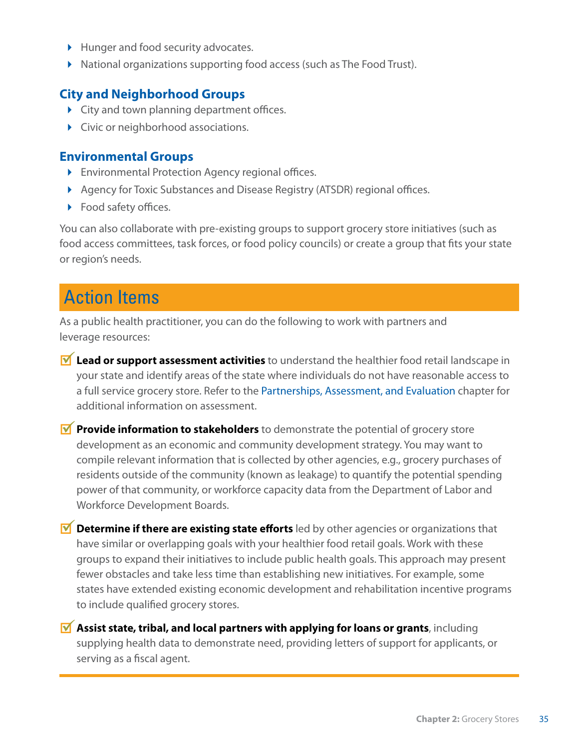- Hunger and food security advocates.
- National organizations supporting food access (such as The Food Trust).

### City and Neighborhood Groups

- City and town planning department offices.
- Civic or neighborhood associations.

### Environmental Groups

- Environmental Protection Agency regional offices.
- Agency for Toxic Substances and Disease Registry (ATSDR) regional offices.
- Food safety offices.

You can also collaborate with pre-existing groups to support grocery store initiatives (such as food access committees, task forces, or food policy councils) or create a group that fits your state or region's needs.

## Action Items

As a public health practitioner, you can do the following to work with partners and leverage resources:

- **Lead or support assessment activities** to understand the healthier food retail landscape in your state and identify areas of the state where individuals do not have reasonable access to a full service grocery store. Refer to the Partnerships, Assessment, and Evaluation chapter for additional information on assessment.
- **Provide information to stakeholders** to demonstrate the potential of grocery store development as an economic and community development strategy. You may want to compile relevant information that is collected by other agencies, e.g., grocery purchases of residents outside of the community (known as leakage) to quantify the potential spending power of that community, or workforce capacity data from the Department of Labor and Workforce Development Boards.
- **Determine if there are existing state efforts** led by other agencies or organizations that have similar or overlapping goals with your healthier food retail goals. Work with these groups to expand their initiatives to include public health goals. This approach may present fewer obstacles and take less time than establishing new initiatives. For example, some states have extended existing economic development and rehabilitation incentive programs to include qualified grocery stores.
- **Assist state, tribal, and local partners with applying for loans or grants**, including supplying health data to demonstrate need, providing letters of support for applicants, or serving as a fiscal agent.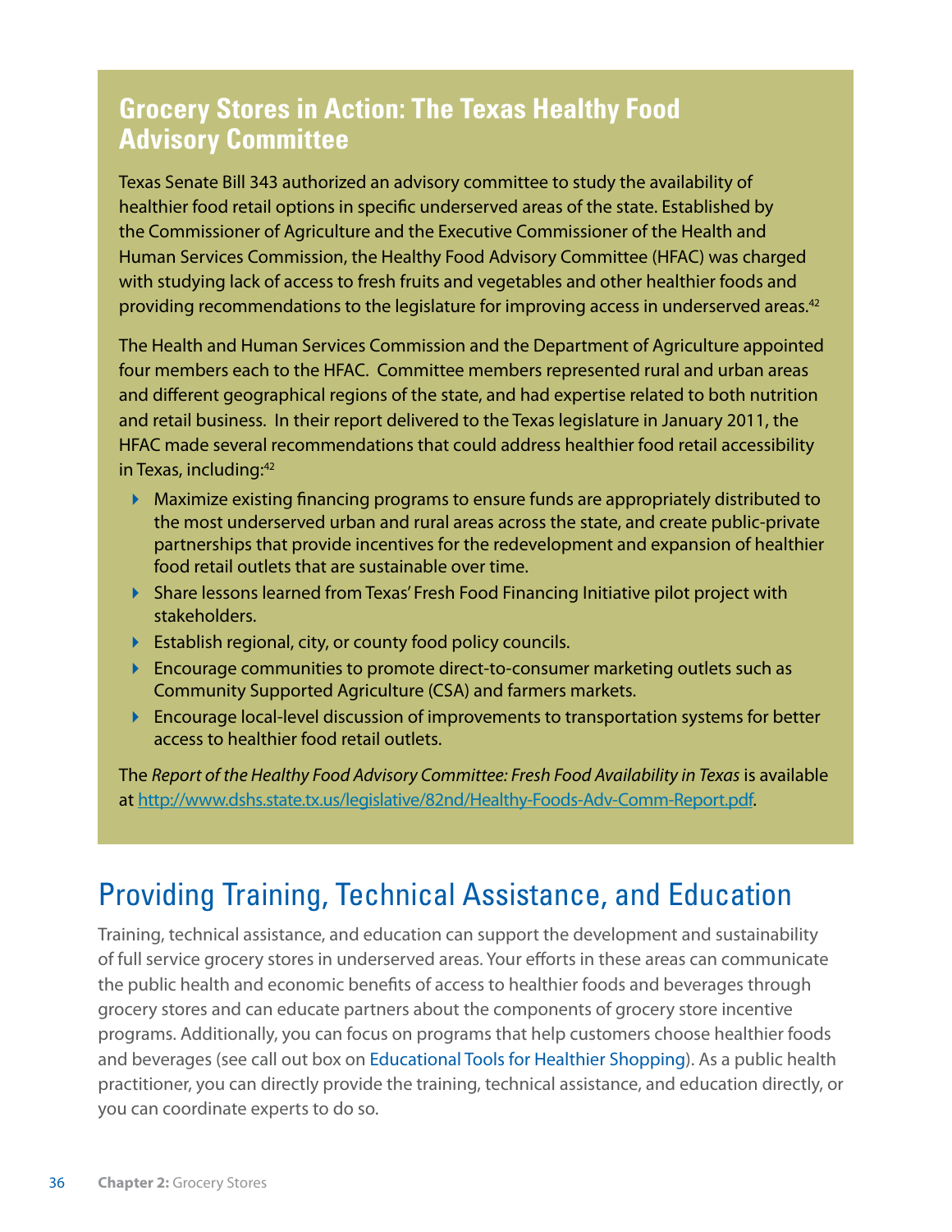## Grocery Stores in Action: The Texas Healthy Food Advisory Committee

Texas Senate Bill 343 authorized an advisory committee to study the availability of healthier food retail options in specific underserved areas of the state. Established by the Commissioner of Agriculture and the Executive Commissioner of the Health and Human Services Commission, the Healthy Food Advisory Committee (HFAC) was charged with studying lack of access to fresh fruits and vegetables and other healthier foods and providing recommendations to the legislature for improving access in underserved areas.[42]

The Health and Human Services Commission and the Department of Agriculture appointed four members each to the HFAC. Committee members represented rural and urban areas and different geographical regions of the state, and had expertise related to both nutrition and retail business. In their report delivered to the Texas legislature in January 2011, the HFAC made several recommendations that could address healthier food retail accessibility in Texas, including:[42]

- Maximize existing financing programs to ensure funds are appropriately distributed to the most underserved urban and rural areas across the state, and create public-private partnerships that provide incentives for the redevelopment and expansion of healthier food retail outlets that are sustainable over time.
- Share lessons learned from Texas' Fresh Food Financing Initiative pilot project with stakeholders.
- Establish regional, city, or county food policy councils.
- Encourage communities to promote direct-to-consumer marketing outlets such as Community Supported Agriculture (CSA) and farmers markets.
- Encourage local-level discussion of improvements to transportation systems for better access to healthier food retail outlets.

The *Report of the Healthy Food Advisory Committee: Fresh Food Availability in Texas* is available at http://www.dshs.state.tx.us/legislative/82nd/Healthy-Foods-Adv-Comm-Report.pdf.

# Providing Training, Technical Assistance, and Education

Training, technical assistance, and education can support the development and sustainability of full service grocery stores in underserved areas. Your efforts in these areas can communicate the public health and economic benefits of access to healthier foods and beverages through grocery stores and can educate partners about the components of grocery store incentive programs. Additionally, you can focus on programs that help customers choose healthier foods and beverages (see call out box on Educational Tools for Healthier Shopping). As a public health practitioner, you can directly provide the training, technical assistance, and education directly, or you can coordinate experts to do so.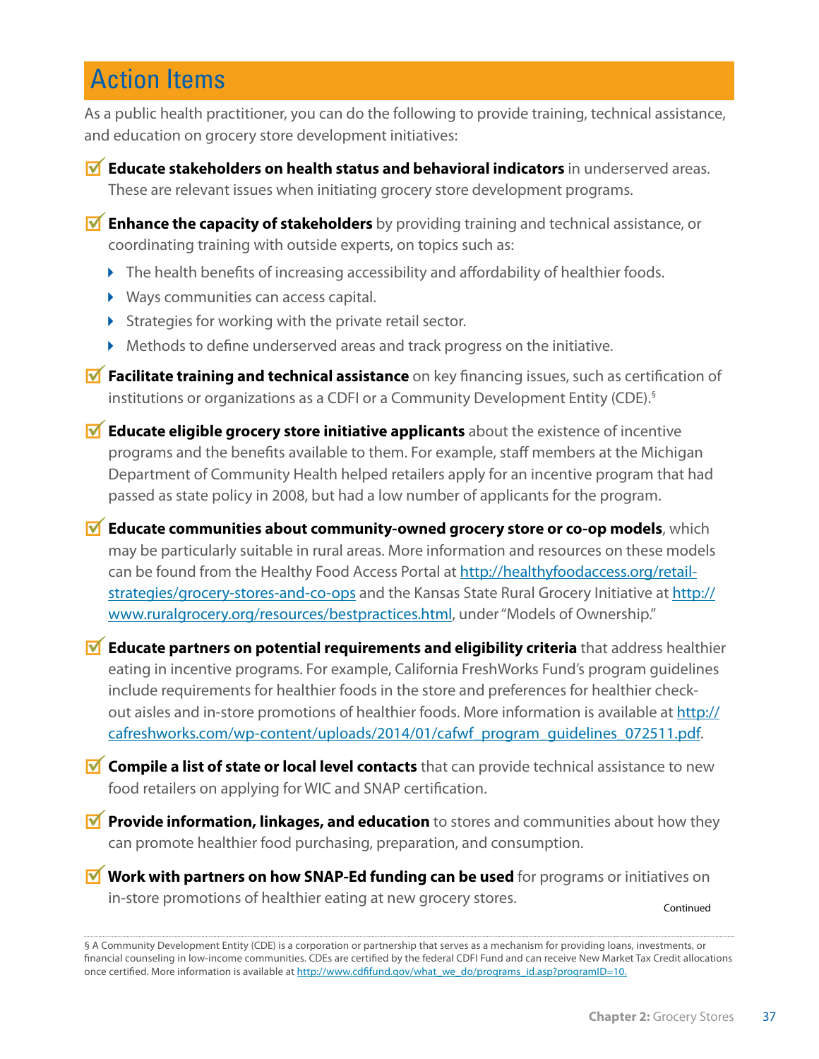## Action Items

As a public health practitioner, you can do the following to provide training, technical assistance, and education on grocery store development initiatives:

- **Educate stakeholders on health status and behavioral indicators** in underserved areas. These are relevant issues when initiating grocery store development programs.
- **Enhance the capacity of stakeholders** by providing training and technical assistance, or coordinating training with outside experts, on topics such as:
  - The health benefits of increasing accessibility and affordability of healthier foods.
  - Ways communities can access capital.
  - Strategies for working with the private retail sector.
  - Methods to define underserved areas and track progress on the initiative.
- **Facilitate training and technical assistance** on key financing issues, such as certification of institutions or organizations as a CDFI or a Community Development Entity (CDE).[§]
- **Educate eligible grocery store initiative applicants** about the existence of incentive programs and the benefits available to them. For example, staff members at the Michigan Department of Community Health helped retailers apply for an incentive program that had passed as state policy in 2008, but had a low number of applicants for the program.
- **Educate communities about community-owned grocery store or co-op models**, which may be particularly suitable in rural areas. More information and resources on these models can be found from the Healthy Food Access Portal at http://healthyfoodaccess.org/retail-strategies/grocery-stores-and-co-ops and the Kansas State Rural Grocery Initiative at http://www.ruralgrocery.org/resources/bestpractices.html, under "Models of Ownership."
- **Educate partners on potential requirements and eligibility criteria** that address healthier eating in incentive programs. For example, California FreshWorks Fund's program guidelines include requirements for healthier foods in the store and preferences for healthier check-out aisles and in-store promotions of healthier foods. More information is available at http://cafreshworks.com/wp-content/uploads/2014/01/cafwf_program_guidelines_072511.pdf.
- **Compile a list of state or local level contacts** that can provide technical assistance to new food retailers on applying for WIC and SNAP certification.
- **Provide information, linkages, and education** to stores and communities about how they can promote healthier food purchasing, preparation, and consumption.
- **Work with partners on how SNAP-Ed funding can be used** for programs or initiatives on in-store promotions of healthier eating at new grocery stores.

Continued

§ A Community Development Entity (CDE) is a corporation or partnership that serves as a mechanism for providing loans, investments, or financial counseling in low-income communities. CDEs are certified by the federal CDFI Fund and can receive New Market Tax Credit allocations once certified. More information is available at http://www.cdfifund.gov/what_we_do/programs_id.asp?programID=10.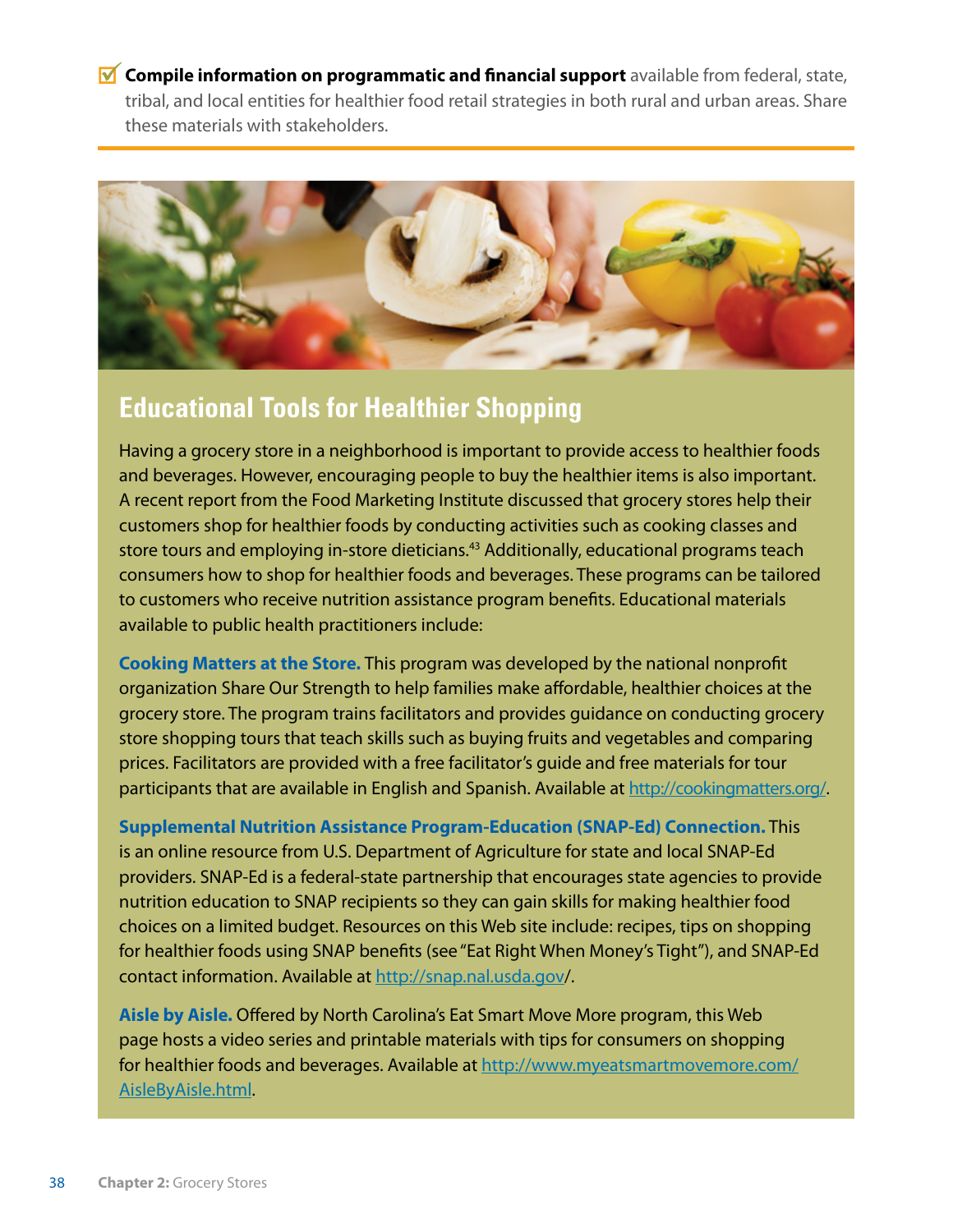☑ **Compile information on programmatic and financial support** available from federal, state, tribal, and local entities for healthier food retail strategies in both rural and urban areas. Share these materials with stakeholders.

## Educational Tools for Healthier Shopping

Having a grocery store in a neighborhood is important to provide access to healthier foods and beverages. However, encouraging people to buy the healthier items is also important. A recent report from the Food Marketing Institute discussed that grocery stores help their customers shop for healthier foods by conducting activities such as cooking classes and store tours and employing in-store dieticians.[43] Additionally, educational programs teach consumers how to shop for healthier foods and beverages. These programs can be tailored to customers who receive nutrition assistance program benefits. Educational materials available to public health practitioners include:

**Cooking Matters at the Store.** This program was developed by the national nonprofit organization Share Our Strength to help families make affordable, healthier choices at the grocery store. The program trains facilitators and provides guidance on conducting grocery store shopping tours that teach skills such as buying fruits and vegetables and comparing prices. Facilitators are provided with a free facilitator's guide and free materials for tour participants that are available in English and Spanish. Available at http://cookingmatters.org/.

**Supplemental Nutrition Assistance Program-Education (SNAP-Ed) Connection.** This is an online resource from U.S. Department of Agriculture for state and local SNAP-Ed providers. SNAP-Ed is a federal-state partnership that encourages state agencies to provide nutrition education to SNAP recipients so they can gain skills for making healthier food choices on a limited budget. Resources on this Web site include: recipes, tips on shopping for healthier foods using SNAP benefits (see "Eat Right When Money's Tight"), and SNAP-Ed contact information. Available at http://snap.nal.usda.gov/.

**Aisle by Aisle.** Offered by North Carolina's Eat Smart Move More program, this Web page hosts a video series and printable materials with tips for consumers on shopping for healthier foods and beverages. Available at http://www.myeatsmartmovemore.com/AisleByAisle.html.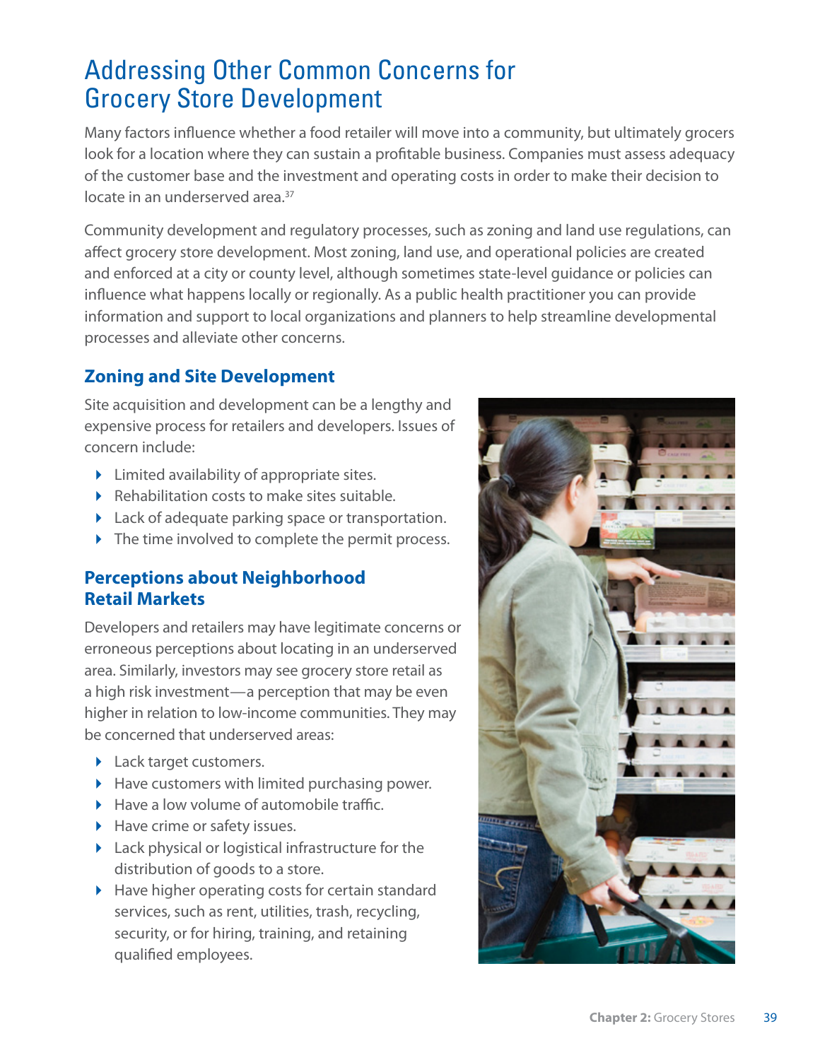# Addressing Other Common Concerns for Grocery Store Development

Many factors influence whether a food retailer will move into a community, but ultimately grocers look for a location where they can sustain a profitable business. Companies must assess adequacy of the customer base and the investment and operating costs in order to make their decision to locate in an underserved area.[37]

Community development and regulatory processes, such as zoning and land use regulations, can affect grocery store development. Most zoning, land use, and operational policies are created and enforced at a city or county level, although sometimes state-level guidance or policies can influence what happens locally or regionally. As a public health practitioner you can provide information and support to local organizations and planners to help streamline developmental processes and alleviate other concerns.

## Zoning and Site Development

Site acquisition and development can be a lengthy and expensive process for retailers and developers. Issues of concern include:

- Limited availability of appropriate sites.
- Rehabilitation costs to make sites suitable.
- Lack of adequate parking space or transportation.
- The time involved to complete the permit process.

## Perceptions about Neighborhood Retail Markets

Developers and retailers may have legitimate concerns or erroneous perceptions about locating in an underserved area. Similarly, investors may see grocery store retail as a high risk investment—a perception that may be even higher in relation to low-income communities. They may be concerned that underserved areas:

- Lack target customers.
- Have customers with limited purchasing power.
- Have a low volume of automobile traffic.
- Have crime or safety issues.
- Lack physical or logistical infrastructure for the distribution of goods to a store.
- Have higher operating costs for certain standard services, such as rent, utilities, trash, recycling, security, or for hiring, training, and retaining qualified employees.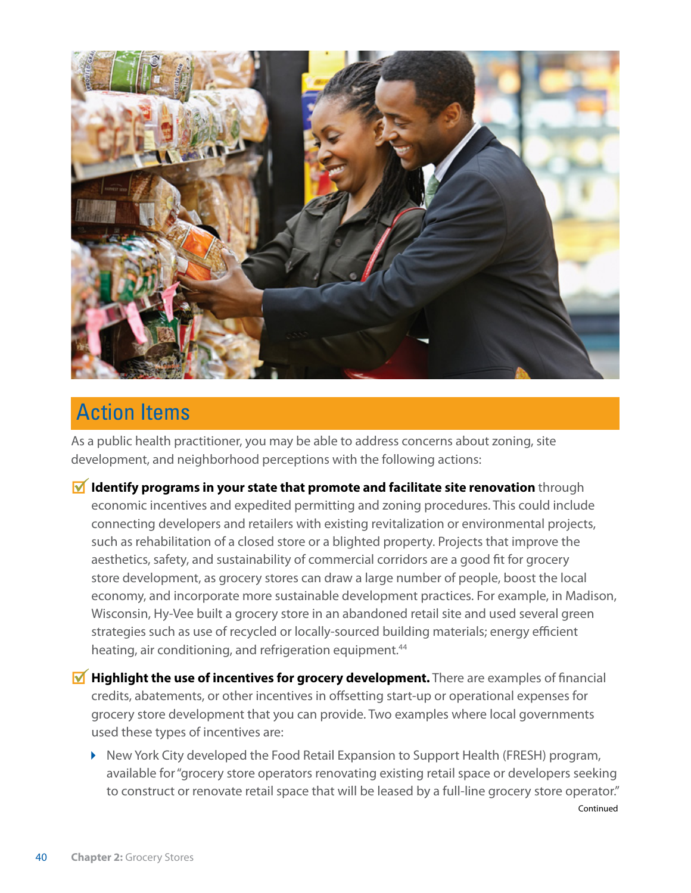## Action Items

As a public health practitioner, you may be able to address concerns about zoning, site development, and neighborhood perceptions with the following actions:

- ☑ **Identify programs in your state that promote and facilitate site renovation** through economic incentives and expedited permitting and zoning procedures. This could include connecting developers and retailers with existing revitalization or environmental projects, such as rehabilitation of a closed store or a blighted property. Projects that improve the aesthetics, safety, and sustainability of commercial corridors are a good fit for grocery store development, as grocery stores can draw a large number of people, boost the local economy, and incorporate more sustainable development practices. For example, in Madison, Wisconsin, Hy-Vee built a grocery store in an abandoned retail site and used several green strategies such as use of recycled or locally-sourced building materials; energy efficient heating, air conditioning, and refrigeration equipment.[44]

- ☑ **Highlight the use of incentives for grocery development.** There are examples of financial credits, abatements, or other incentives in offsetting start-up or operational expenses for grocery store development that you can provide. Two examples where local governments used these types of incentives are:

  - New York City developed the Food Retail Expansion to Support Health (FRESH) program, available for "grocery store operators renovating existing retail space or developers seeking to construct or renovate retail space that will be leased by a full-line grocery store operator."

Continued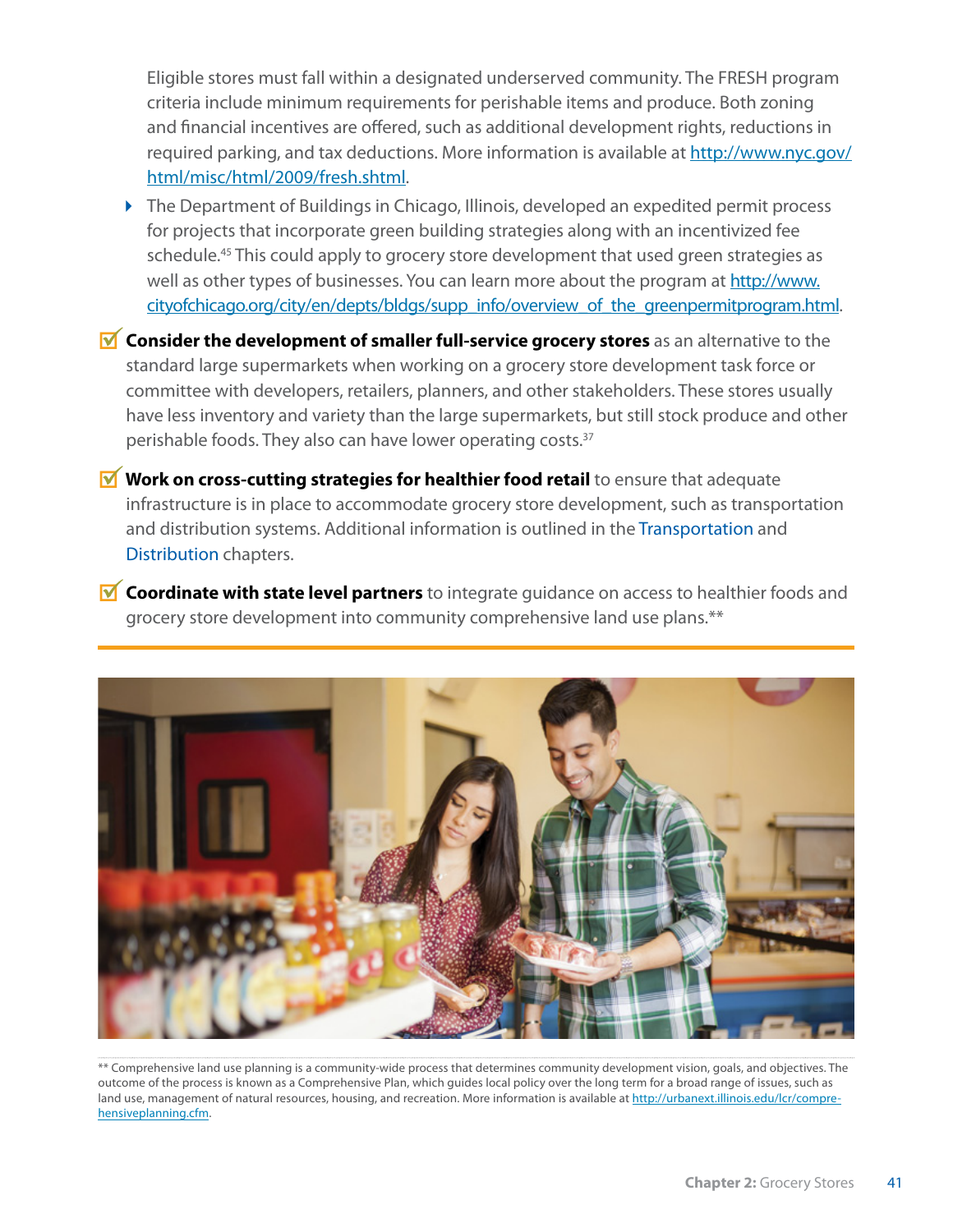Eligible stores must fall within a designated underserved community. The FRESH program criteria include minimum requirements for perishable items and produce. Both zoning and financial incentives are offered, such as additional development rights, reductions in required parking, and tax deductions. More information is available at http://www.nyc.gov/html/misc/html/2009/fresh.shtml.

- The Department of Buildings in Chicago, Illinois, developed an expedited permit process for projects that incorporate green building strategies along with an incentivized fee schedule.[45] This could apply to grocery store development that used green strategies as well as other types of businesses. You can learn more about the program at http://www.cityofchicago.org/city/en/depts/bldgs/supp_info/overview_of_the_greenpermitprogram.html.

☑ **Consider the development of smaller full-service grocery stores** as an alternative to the standard large supermarkets when working on a grocery store development task force or committee with developers, retailers, planners, and other stakeholders. These stores usually have less inventory and variety than the large supermarkets, but still stock produce and other perishable foods. They also can have lower operating costs.[37]

☑ **Work on cross-cutting strategies for healthier food retail** to ensure that adequate infrastructure is in place to accommodate grocery store development, such as transportation and distribution systems. Additional information is outlined in the Transportation and Distribution chapters.

☑ **Coordinate with state level partners** to integrate guidance on access to healthier foods and grocery store development into community comprehensive land use plans.**

** Comprehensive land use planning is a community-wide process that determines community development vision, goals, and objectives. The outcome of the process is known as a Comprehensive Plan, which guides local policy over the long term for a broad range of issues, such as land use, management of natural resources, housing, and recreation. More information is available at http://urbanext.illinois.edu/lcr/comprehensiveplanning.cfm.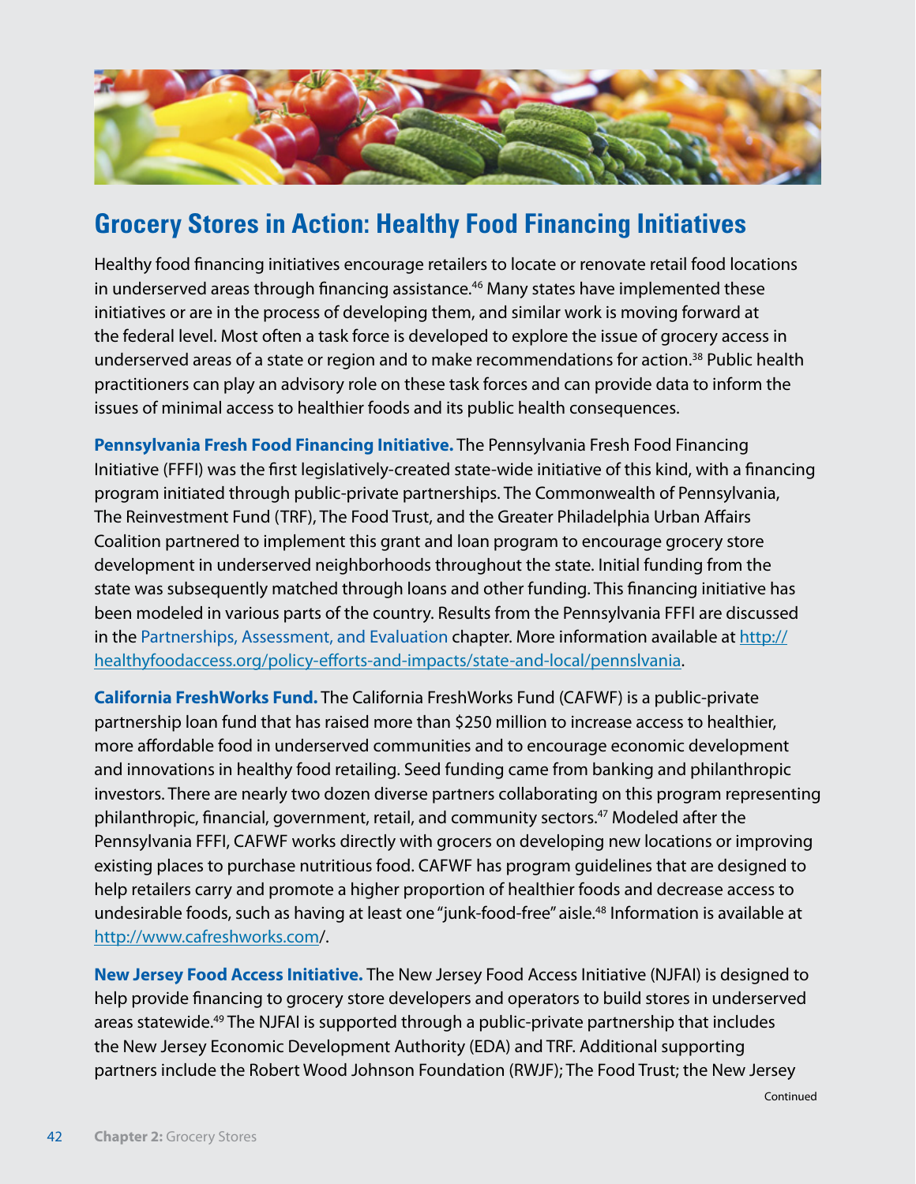## Grocery Stores in Action: Healthy Food Financing Initiatives

Healthy food financing initiatives encourage retailers to locate or renovate retail food locations in underserved areas through financing assistance.[46] Many states have implemented these initiatives or are in the process of developing them, and similar work is moving forward at the federal level. Most often a task force is developed to explore the issue of grocery access in underserved areas of a state or region and to make recommendations for action.[38] Public health practitioners can play an advisory role on these task forces and can provide data to inform the issues of minimal access to healthier foods and its public health consequences.

**Pennsylvania Fresh Food Financing Initiative.** The Pennsylvania Fresh Food Financing Initiative (FFFI) was the first legislatively-created state-wide initiative of this kind, with a financing program initiated through public-private partnerships. The Commonwealth of Pennsylvania, The Reinvestment Fund (TRF), The Food Trust, and the Greater Philadelphia Urban Affairs Coalition partnered to implement this grant and loan program to encourage grocery store development in underserved neighborhoods throughout the state. Initial funding from the state was subsequently matched through loans and other funding. This financing initiative has been modeled in various parts of the country. Results from the Pennsylvania FFFI are discussed in the Partnerships, Assessment, and Evaluation chapter. More information available at http://healthyfoodaccess.org/policy-efforts-and-impacts/state-and-local/pennslvania.

**California FreshWorks Fund.** The California FreshWorks Fund (CAFWF) is a public-private partnership loan fund that has raised more than $250 million to increase access to healthier, more affordable food in underserved communities and to encourage economic development and innovations in healthy food retailing. Seed funding came from banking and philanthropic investors. There are nearly two dozen diverse partners collaborating on this program representing philanthropic, financial, government, retail, and community sectors.[47] Modeled after the Pennsylvania FFFI, CAFWF works directly with grocers on developing new locations or improving existing places to purchase nutritious food. CAFWF has program guidelines that are designed to help retailers carry and promote a higher proportion of healthier foods and decrease access to undesirable foods, such as having at least one "junk-food-free" aisle.[48] Information is available at http://www.cafreshworks.com/.

**New Jersey Food Access Initiative.** The New Jersey Food Access Initiative (NJFAI) is designed to help provide financing to grocery store developers and operators to build stores in underserved areas statewide.[49] The NJFAI is supported through a public-private partnership that includes the New Jersey Economic Development Authority (EDA) and TRF. Additional supporting partners include the Robert Wood Johnson Foundation (RWJF); The Food Trust; the New Jersey

Continued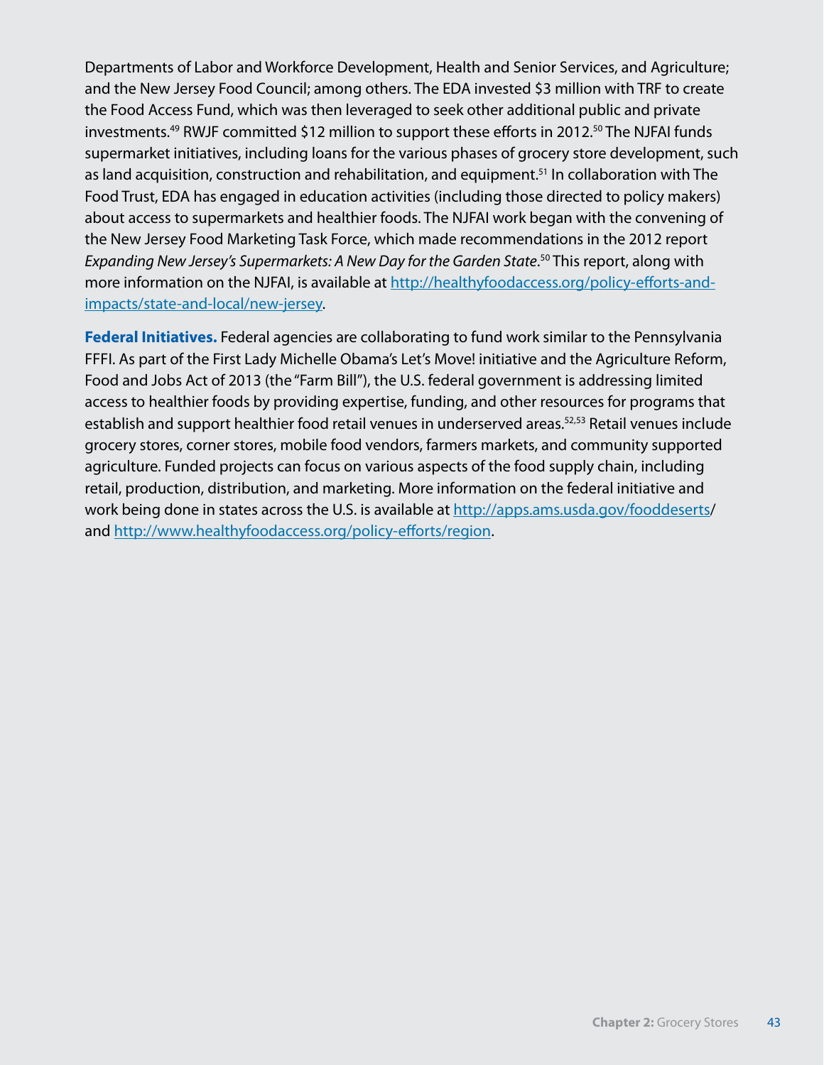Departments of Labor and Workforce Development, Health and Senior Services, and Agriculture; and the New Jersey Food Council; among others. The EDA invested $3 million with TRF to create the Food Access Fund, which was then leveraged to seek other additional public and private investments.[49] RWJF committed $12 million to support these efforts in 2012.[50] The NJFAI funds supermarket initiatives, including loans for the various phases of grocery store development, such as land acquisition, construction and rehabilitation, and equipment.[51] In collaboration with The Food Trust, EDA has engaged in education activities (including those directed to policy makers) about access to supermarkets and healthier foods. The NJFAI work began with the convening of the New Jersey Food Marketing Task Force, which made recommendations in the 2012 report *Expanding New Jersey's Supermarkets: A New Day for the Garden State*.[50] This report, along with more information on the NJFAI, is available at http://healthyfoodaccess.org/policy-efforts-and-impacts/state-and-local/new-jersey.

**Federal Initiatives.** Federal agencies are collaborating to fund work similar to the Pennsylvania FFFI. As part of the First Lady Michelle Obama's Let's Move! initiative and the Agriculture Reform, Food and Jobs Act of 2013 (the "Farm Bill"), the U.S. federal government is addressing limited access to healthier foods by providing expertise, funding, and other resources for programs that establish and support healthier food retail venues in underserved areas.[52,53] Retail venues include grocery stores, corner stores, mobile food vendors, farmers markets, and community supported agriculture. Funded projects can focus on various aspects of the food supply chain, including retail, production, distribution, and marketing. More information on the federal initiative and work being done in states across the U.S. is available at http://apps.ams.usda.gov/fooddeserts/ and http://www.healthyfoodaccess.org/policy-efforts/region.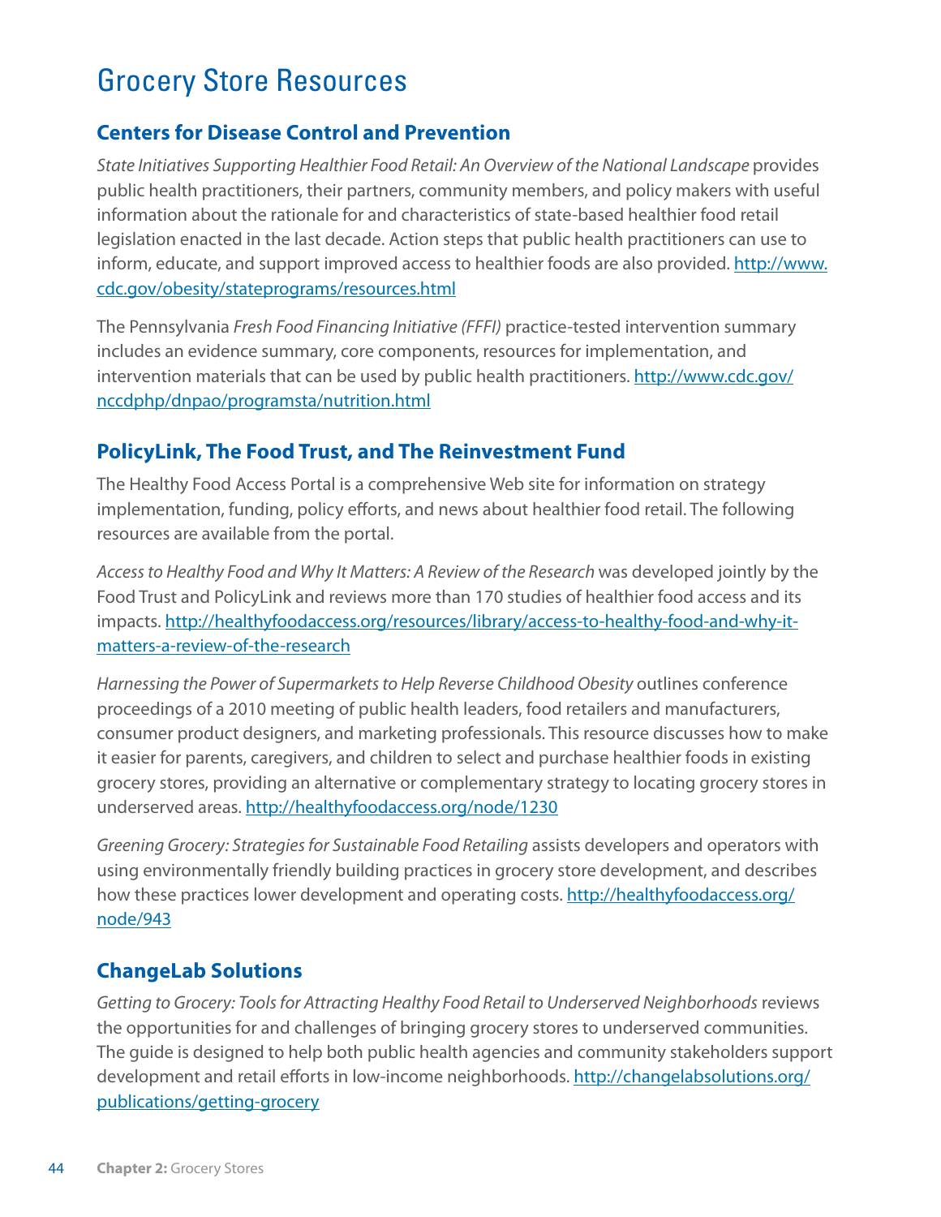# Grocery Store Resources

## Centers for Disease Control and Prevention

*State Initiatives Supporting Healthier Food Retail: An Overview of the National Landscape* provides public health practitioners, their partners, community members, and policy makers with useful information about the rationale for and characteristics of state-based healthier food retail legislation enacted in the last decade. Action steps that public health practitioners can use to inform, educate, and support improved access to healthier foods are also provided. http://www.cdc.gov/obesity/stateprograms/resources.html

The Pennsylvania *Fresh Food Financing Initiative (FFFI)* practice-tested intervention summary includes an evidence summary, core components, resources for implementation, and intervention materials that can be used by public health practitioners. http://www.cdc.gov/nccdphp/dnpao/programsta/nutrition.html

## PolicyLink, The Food Trust, and The Reinvestment Fund

The Healthy Food Access Portal is a comprehensive Web site for information on strategy implementation, funding, policy efforts, and news about healthier food retail. The following resources are available from the portal.

*Access to Healthy Food and Why It Matters: A Review of the Research* was developed jointly by the Food Trust and PolicyLink and reviews more than 170 studies of healthier food access and its impacts. http://healthyfoodaccess.org/resources/library/access-to-healthy-food-and-why-it-matters-a-review-of-the-research

*Harnessing the Power of Supermarkets to Help Reverse Childhood Obesity* outlines conference proceedings of a 2010 meeting of public health leaders, food retailers and manufacturers, consumer product designers, and marketing professionals. This resource discusses how to make it easier for parents, caregivers, and children to select and purchase healthier foods in existing grocery stores, providing an alternative or complementary strategy to locating grocery stores in underserved areas. http://healthyfoodaccess.org/node/1230

*Greening Grocery: Strategies for Sustainable Food Retailing* assists developers and operators with using environmentally friendly building practices in grocery store development, and describes how these practices lower development and operating costs. http://healthyfoodaccess.org/node/943

## ChangeLab Solutions

*Getting to Grocery: Tools for Attracting Healthy Food Retail to Underserved Neighborhoods* reviews the opportunities for and challenges of bringing grocery stores to underserved communities. The guide is designed to help both public health agencies and community stakeholders support development and retail efforts in low-income neighborhoods. http://changelabsolutions.org/publications/getting-grocery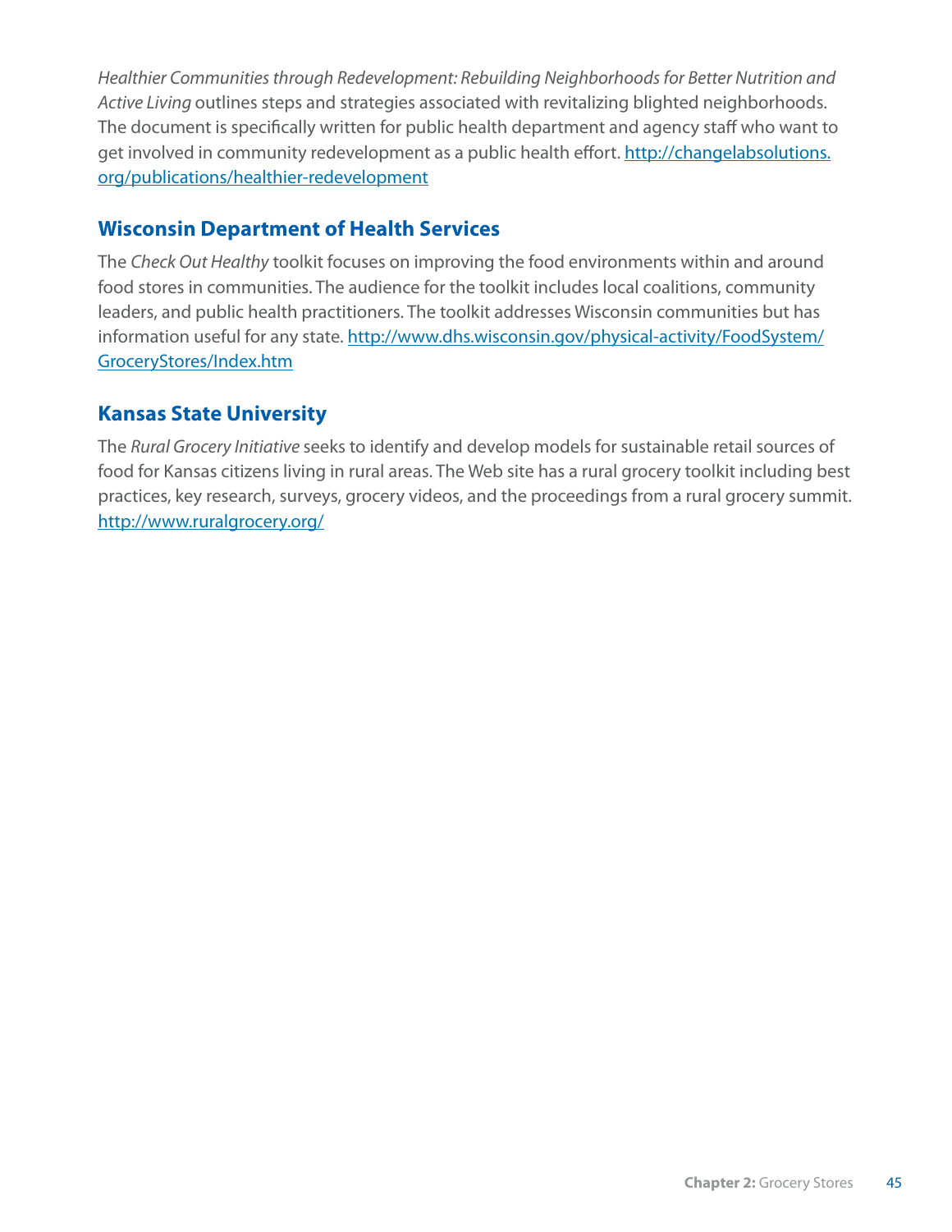*Healthier Communities through Redevelopment: Rebuilding Neighborhoods for Better Nutrition and Active Living* outlines steps and strategies associated with revitalizing blighted neighborhoods. The document is specifically written for public health department and agency staff who want to get involved in community redevelopment as a public health effort. http://changelabsolutions.org/publications/healthier-redevelopment

### Wisconsin Department of Health Services

The *Check Out Healthy* toolkit focuses on improving the food environments within and around food stores in communities. The audience for the toolkit includes local coalitions, community leaders, and public health practitioners. The toolkit addresses Wisconsin communities but has information useful for any state. http://www.dhs.wisconsin.gov/physical-activity/FoodSystem/GroceryStores/Index.htm

### Kansas State University

The *Rural Grocery Initiative* seeks to identify and develop models for sustainable retail sources of food for Kansas citizens living in rural areas. The Web site has a rural grocery toolkit including best practices, key research, surveys, grocery videos, and the proceedings from a rural grocery summit. http://www.ruralgrocery.org/